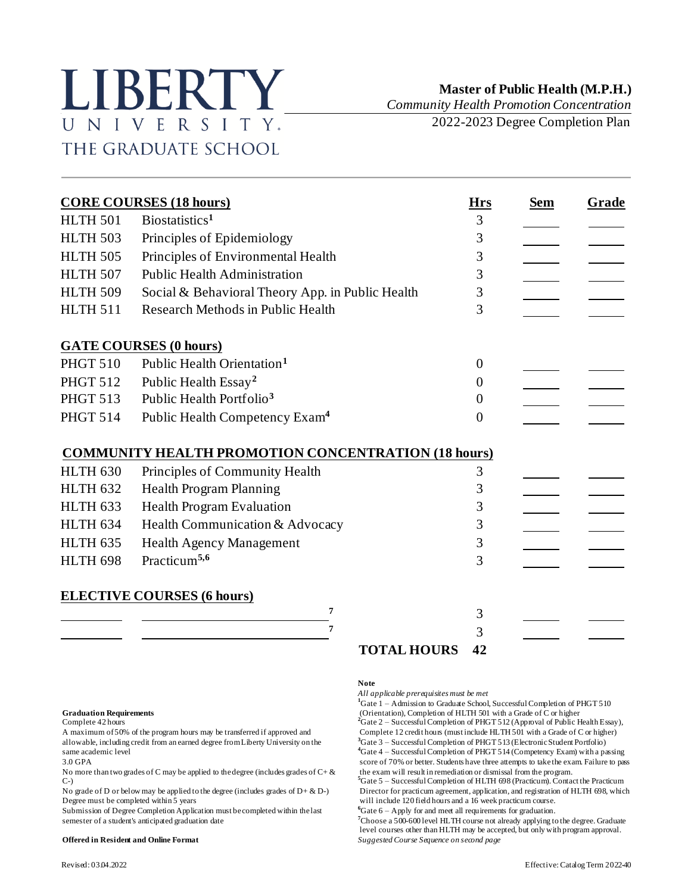# LIBERTY UNIVERSITY
THE GRADUATE SCHOOL

**Master of Public Health (M.P.H.)**
*Community Health Promotion Concentration*
2022-2023 Degree Completion Plan

| **CORE COURSES (18 hours)** | | **Hrs** | **Sem** | **Grade** |
|---|---|---|---|---|
| HLTH 501 | Biostatistics[1] | 3 | | |
| HLTH 503 | Principles of Epidemiology | 3 | | |
| HLTH 505 | Principles of Environmental Health | 3 | | |
| HLTH 507 | Public Health Administration | 3 | | |
| HLTH 509 | Social & Behavioral Theory App. in Public Health | 3 | | |
| HLTH 511 | Research Methods in Public Health | 3 | | |
| **GATE COURSES (0 hours)** | | | | |
| PHGT 510 | Public Health Orientation[1] | 0 | | |
| PHGT 512 | Public Health Essay[2] | 0 | | |
| PHGT 513 | Public Health Portfolio[3] | 0 | | |
| PHGT 514 | Public Health Competency Exam[4] | 0 | | |
| **COMMUNITY HEALTH PROMOTION CONCENTRATION (18 hours)** | | | | |
| HLTH 630 | Principles of Community Health | 3 | | |
| HLTH 632 | Health Program Planning | 3 | | |
| HLTH 633 | Health Program Evaluation | 3 | | |
| HLTH 634 | Health Communication & Advocacy | 3 | | |
| HLTH 635 | Health Agency Management | 3 | | |
| HLTH 698 | Practicum[5,6] | 3 | | |
| **ELECTIVE COURSES (6 hours)** | | | | |
| | [7] | 3 | | |
| | [7] | 3 | | |
| | **TOTAL HOURS** | **42** | | |

**Graduation Requirements**
Complete 42 hours
A maximum of 50% of the program hours may be transferred if approved and allowable, including credit from an earned degree from Liberty University on the same academic level
3.0 GPA
No more than two grades of C may be applied to the degree (includes grades of C+ & C-)
No grade of D or below may be applied to the degree (includes grades of D+ & D-)
Degree must be completed within 5 years
Submission of Degree Completion Application must be completed within the last semester of a student's anticipated graduation date

**Offered in Resident and Online Format**

**Note**
*All applicable prerequisites must be met*
[1]Gate 1 – Admission to Graduate School, Successful Completion of PHGT 510 (Orientation), Completion of HLTH 501 with a Grade of C or higher
[2]Gate 2 – Successful Completion of PHGT 512 (Approval of Public Health Essay), Complete 12 credit hours (must include HLTH 501 with a Grade of C or higher)
[3]Gate 3 – Successful Completion of PHGT 513 (Electronic Student Portfolio)
[4]Gate 4 – Successful Completion of PHGT 514 (Competency Exam) with a passing score of 70% or better. Students have three attempts to take the exam. Failure to pass the exam will result in remediation or dismissal from the program.
[5]Gate 5 – Successful Completion of HLTH 698 (Practicum). Contact the Practicum Director for practicum agreement, application, and registration of HLTH 698, which will include 120 field hours and a 16 week practicum course.
[6]Gate 6 – Apply for and meet all requirements for graduation.
[7]Choose a 500-600 level HLTH course not already applying to the degree. Graduate level courses other than HLTH may be accepted, but only with program approval.
*Suggested Course Sequence on second page*

Revised: 03.04.2022 | Effective: Catalog Term 2022-40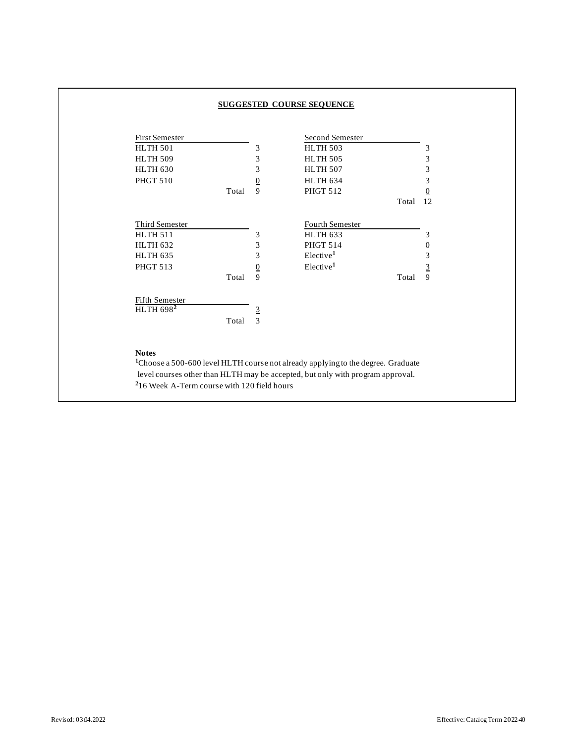## SUGGESTED COURSE SEQUENCE

| First Semester | |
|---|---|
| HLTH 501 | 3 |
| HLTH 509 | 3 |
| HLTH 630 | 3 |
| PHGT 510 | 0 |
| Total | 9 |

| Second Semester | |
|---|---|
| HLTH 503 | 3 |
| HLTH 505 | 3 |
| HLTH 507 | 3 |
| HLTH 634 | 3 |
| PHGT 512 | 0 |
| Total | 12 |

| Third Semester | |
|---|---|
| HLTH 511 | 3 |
| HLTH 632 | 3 |
| HLTH 635 | 3 |
| PHGT 513 | 0 |
| Total | 9 |

| Fourth Semester | |
|---|---|
| HLTH 633 | 3 |
| PHGT 514 | 0 |
| Elective[1] | 3 |
| Elective[1] | 3 |
| Total | 9 |

| Fifth Semester | |
|---|---|
| HLTH 698[2] | 3 |
| Total | 3 |

**Notes**

[1]Choose a 500-600 level HLTH course not already applying to the degree. Graduate level courses other than HLTH may be accepted, but only with program approval.

[2]16 Week A-Term course with 120 field hours

Revised: 03.04.2022

Effective: Catalog Term 2022-40